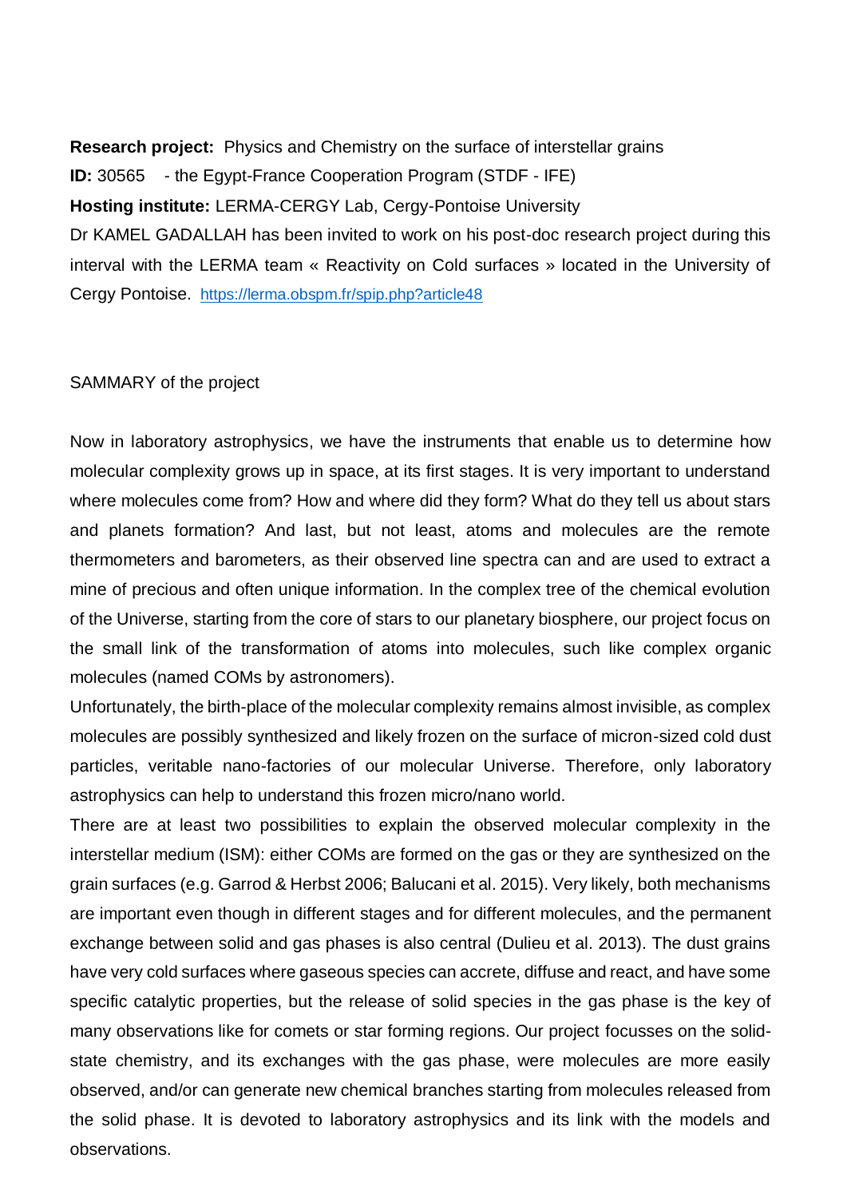**Research project:** Physics and Chemistry on the surface of interstellar grains

**ID:** 30565 - the Egypt-France Cooperation Program (STDF - IFE)

**Hosting institute:** LERMA-CERGY Lab, Cergy-Pontoise University

Dr KAMEL GADALLAH has been invited to work on his post-doc research project during this interval with the LERMA team « Reactivity on Cold surfaces » located in the University of Cergy Pontoise. https://lerma.obspm.fr/spip.php?article48

SAMMARY of the project

Now in laboratory astrophysics, we have the instruments that enable us to determine how molecular complexity grows up in space, at its first stages. It is very important to understand where molecules come from? How and where did they form? What do they tell us about stars and planets formation? And last, but not least, atoms and molecules are the remote thermometers and barometers, as their observed line spectra can and are used to extract a mine of precious and often unique information. In the complex tree of the chemical evolution of the Universe, starting from the core of stars to our planetary biosphere, our project focus on the small link of the transformation of atoms into molecules, such like complex organic molecules (named COMs by astronomers).

Unfortunately, the birth-place of the molecular complexity remains almost invisible, as complex molecules are possibly synthesized and likely frozen on the surface of micron-sized cold dust particles, veritable nano-factories of our molecular Universe. Therefore, only laboratory astrophysics can help to understand this frozen micro/nano world.

There are at least two possibilities to explain the observed molecular complexity in the interstellar medium (ISM): either COMs are formed on the gas or they are synthesized on the grain surfaces (e.g. Garrod & Herbst 2006; Balucani et al. 2015). Very likely, both mechanisms are important even though in different stages and for different molecules, and the permanent exchange between solid and gas phases is also central (Dulieu et al. 2013). The dust grains have very cold surfaces where gaseous species can accrete, diffuse and react, and have some specific catalytic properties, but the release of solid species in the gas phase is the key of many observations like for comets or star forming regions. Our project focusses on the solid-state chemistry, and its exchanges with the gas phase, were molecules are more easily observed, and/or can generate new chemical branches starting from molecules released from the solid phase. It is devoted to laboratory astrophysics and its link with the models and observations.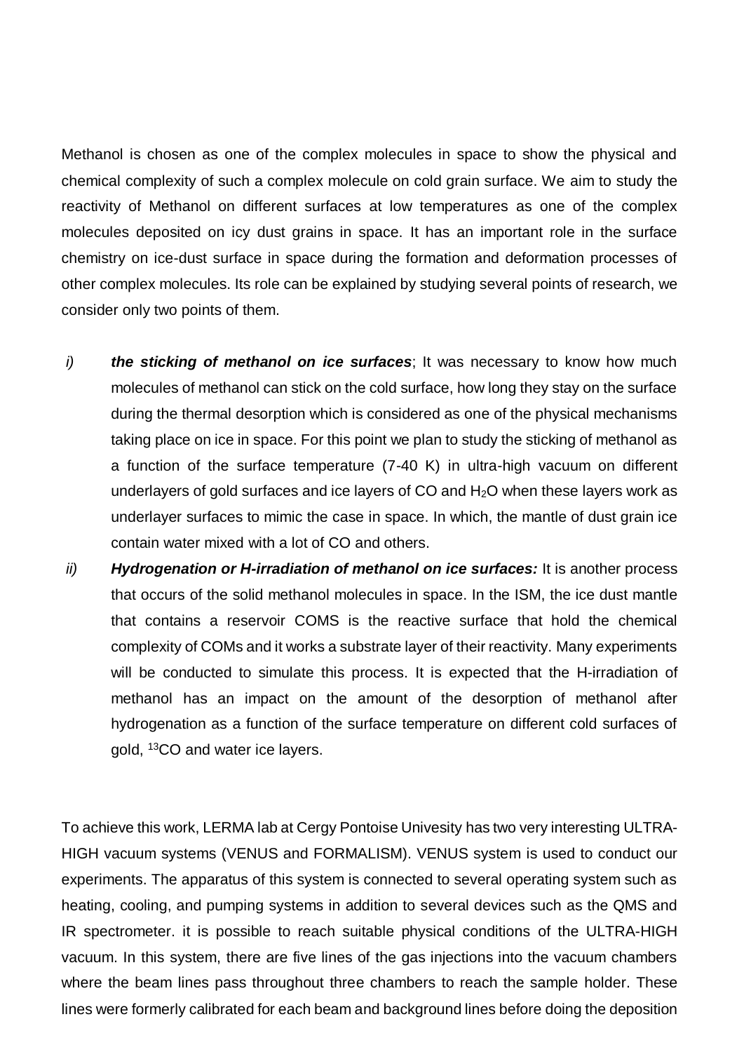Methanol is chosen as one of the complex molecules in space to show the physical and chemical complexity of such a complex molecule on cold grain surface. We aim to study the reactivity of Methanol on different surfaces at low temperatures as one of the complex molecules deposited on icy dust grains in space. It has an important role in the surface chemistry on ice-dust surface in space during the formation and deformation processes of other complex molecules. Its role can be explained by studying several points of research, we consider only two points of them.

*i)* ***the sticking of methanol on ice surfaces***; It was necessary to know how much molecules of methanol can stick on the cold surface, how long they stay on the surface during the thermal desorption which is considered as one of the physical mechanisms taking place on ice in space. For this point we plan to study the sticking of methanol as a function of the surface temperature (7-40 K) in ultra-high vacuum on different underlayers of gold surfaces and ice layers of CO and $H_2O$ when these layers work as underlayer surfaces to mimic the case in space. In which, the mantle of dust grain ice contain water mixed with a lot of CO and others.

*ii)* ***Hydrogenation or H-irradiation of methanol on ice surfaces:*** It is another process that occurs of the solid methanol molecules in space. In the ISM, the ice dust mantle that contains a reservoir COMS is the reactive surface that hold the chemical complexity of COMs and it works a substrate layer of their reactivity. Many experiments will be conducted to simulate this process. It is expected that the H-irradiation of methanol has an impact on the amount of the desorption of methanol after hydrogenation as a function of the surface temperature on different cold surfaces of gold, $^{13}CO$ and water ice layers.

To achieve this work, LERMA lab at Cergy Pontoise Univesity has two very interesting ULTRA-HIGH vacuum systems (VENUS and FORMALISM). VENUS system is used to conduct our experiments. The apparatus of this system is connected to several operating system such as heating, cooling, and pumping systems in addition to several devices such as the QMS and IR spectrometer. it is possible to reach suitable physical conditions of the ULTRA-HIGH vacuum. In this system, there are five lines of the gas injections into the vacuum chambers where the beam lines pass throughout three chambers to reach the sample holder. These lines were formerly calibrated for each beam and background lines before doing the deposition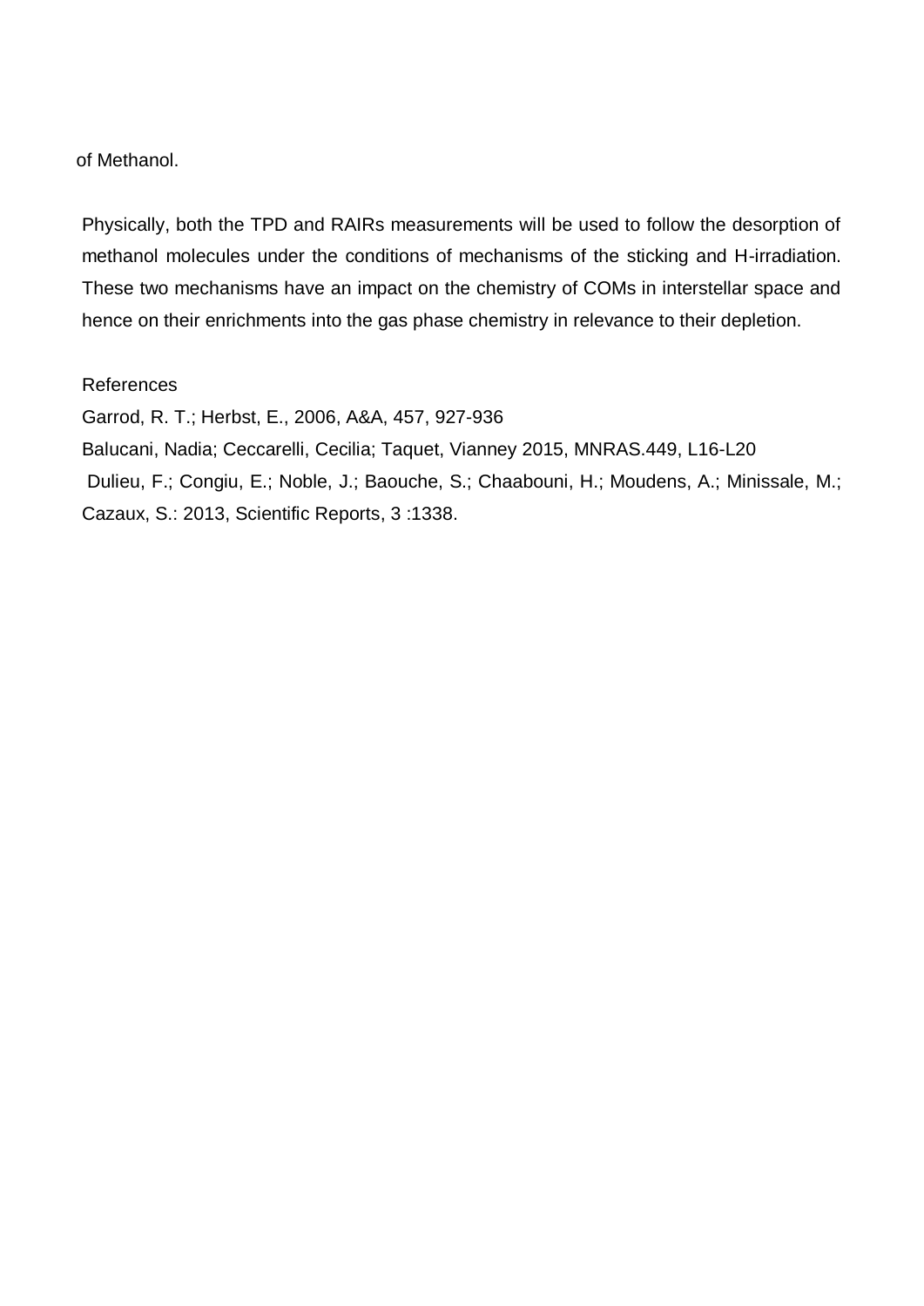of Methanol.

Physically, both the TPD and RAIRs measurements will be used to follow the desorption of methanol molecules under the conditions of mechanisms of the sticking and H-irradiation. These two mechanisms have an impact on the chemistry of COMs in interstellar space and hence on their enrichments into the gas phase chemistry in relevance to their depletion.

References

Garrod, R. T.; Herbst, E., 2006, A&A, 457, 927-936

Balucani, Nadia; Ceccarelli, Cecilia; Taquet, Vianney 2015, MNRAS.449, L16-L20

Dulieu, F.; Congiu, E.; Noble, J.; Baouche, S.; Chaabouni, H.; Moudens, A.; Minissale, M.; Cazaux, S.: 2013, Scientific Reports, 3 :1338.